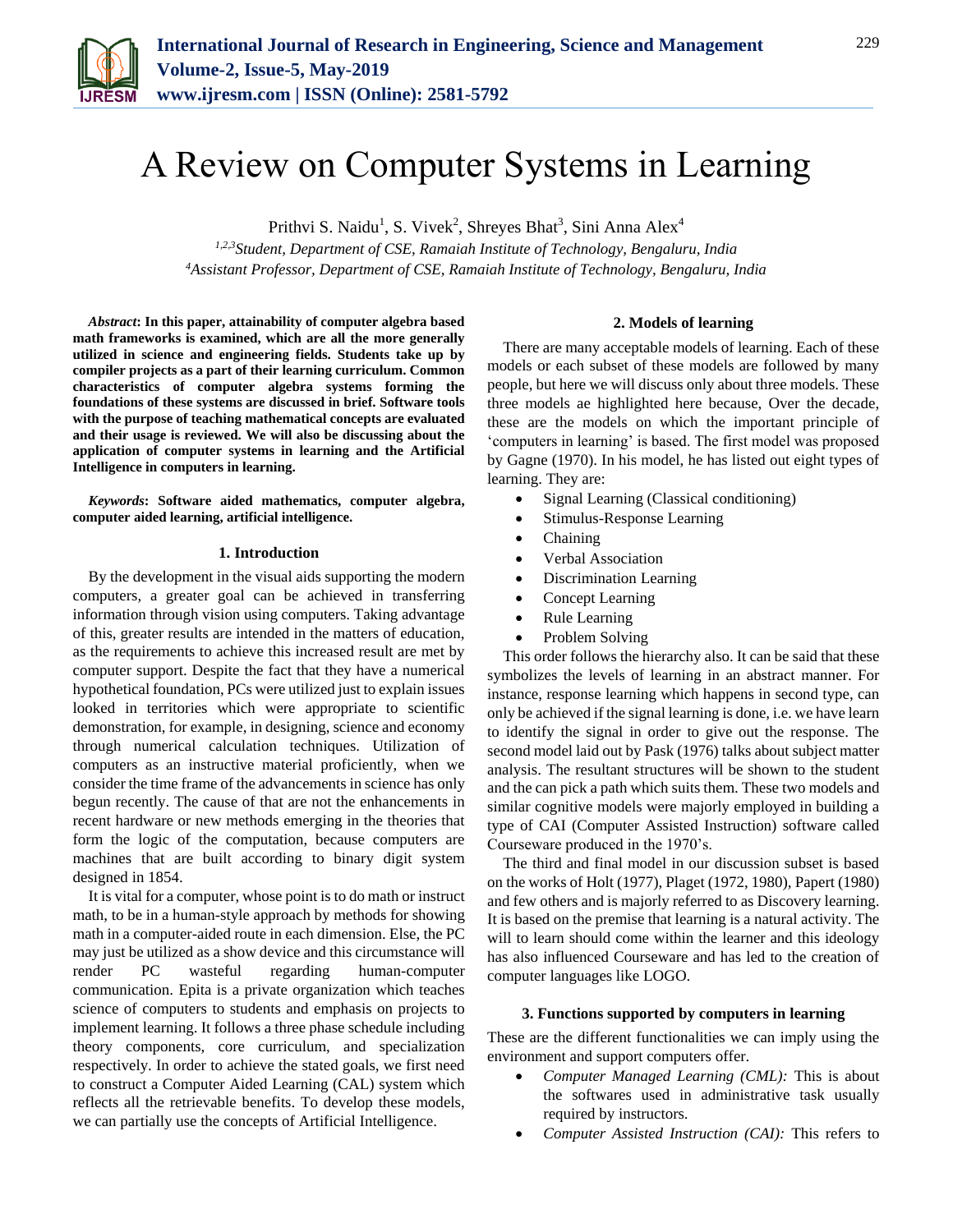# A Review on Computer Systems in Learning

Prithvi S. Naidu[1], S. Vivek[2], Shreyes Bhat[3], Sini Anna Alex[4]

[1,2,3]*Student, Department of CSE, Ramaiah Institute of Technology, Bengaluru, India*
[4]*Assistant Professor, Department of CSE, Ramaiah Institute of Technology, Bengaluru, India*

***Abstract*: In this paper, attainability of computer algebra based math frameworks is examined, which are all the more generally utilized in science and engineering fields. Students take up by compiler projects as a part of their learning curriculum. Common characteristics of computer algebra systems forming the foundations of these systems are discussed in brief. Software tools with the purpose of teaching mathematical concepts are evaluated and their usage is reviewed. We will also be discussing about the application of computer systems in learning and the Artificial Intelligence in computers in learning.**

***Keywords*: Software aided mathematics, computer algebra, computer aided learning, artificial intelligence.**

## 1. Introduction

By the development in the visual aids supporting the modern computers, a greater goal can be achieved in transferring information through vision using computers. Taking advantage of this, greater results are intended in the matters of education, as the requirements to achieve this increased result are met by computer support. Despite the fact that they have a numerical hypothetical foundation, PCs were utilized just to explain issues looked in territories which were appropriate to scientific demonstration, for example, in designing, science and economy through numerical calculation techniques. Utilization of computers as an instructive material proficiently, when we consider the time frame of the advancements in science has only begun recently. The cause of that are not the enhancements in recent hardware or new methods emerging in the theories that form the logic of the computation, because computers are machines that are built according to binary digit system designed in 1854.

It is vital for a computer, whose point is to do math or instruct math, to be in a human-style approach by methods for showing math in a computer-aided route in each dimension. Else, the PC may just be utilized as a show device and this circumstance will render PC wasteful regarding human-computer communication. Epita is a private organization which teaches science of computers to students and emphasis on projects to implement learning. It follows a three phase schedule including theory components, core curriculum, and specialization respectively. In order to achieve the stated goals, we first need to construct a Computer Aided Learning (CAL) system which reflects all the retrievable benefits. To develop these models, we can partially use the concepts of Artificial Intelligence.

## 2. Models of learning

There are many acceptable models of learning. Each of these models or each subset of these models are followed by many people, but here we will discuss only about three models. These three models ae highlighted here because, Over the decade, these are the models on which the important principle of 'computers in learning' is based. The first model was proposed by Gagne (1970). In his model, he has listed out eight types of learning. They are:

- Signal Learning (Classical conditioning)
- Stimulus-Response Learning
- Chaining
- Verbal Association
- Discrimination Learning
- Concept Learning
- Rule Learning
- Problem Solving

This order follows the hierarchy also. It can be said that these symbolizes the levels of learning in an abstract manner. For instance, response learning which happens in second type, can only be achieved if the signal learning is done, i.e. we have learn to identify the signal in order to give out the response. The second model laid out by Pask (1976) talks about subject matter analysis. The resultant structures will be shown to the student and the can pick a path which suits them. These two models and similar cognitive models were majorly employed in building a type of CAI (Computer Assisted Instruction) software called Courseware produced in the 1970's.

The third and final model in our discussion subset is based on the works of Holt (1977), Plaget (1972, 1980), Papert (1980) and few others and is majorly referred to as Discovery learning. It is based on the premise that learning is a natural activity. The will to learn should come within the learner and this ideology has also influenced Courseware and has led to the creation of computer languages like LOGO.

## 3. Functions supported by computers in learning

These are the different functionalities we can imply using the environment and support computers offer.

- *Computer Managed Learning (CML):* This is about the softwares used in administrative task usually required by instructors.
- *Computer Assisted Instruction (CAI):* This refers to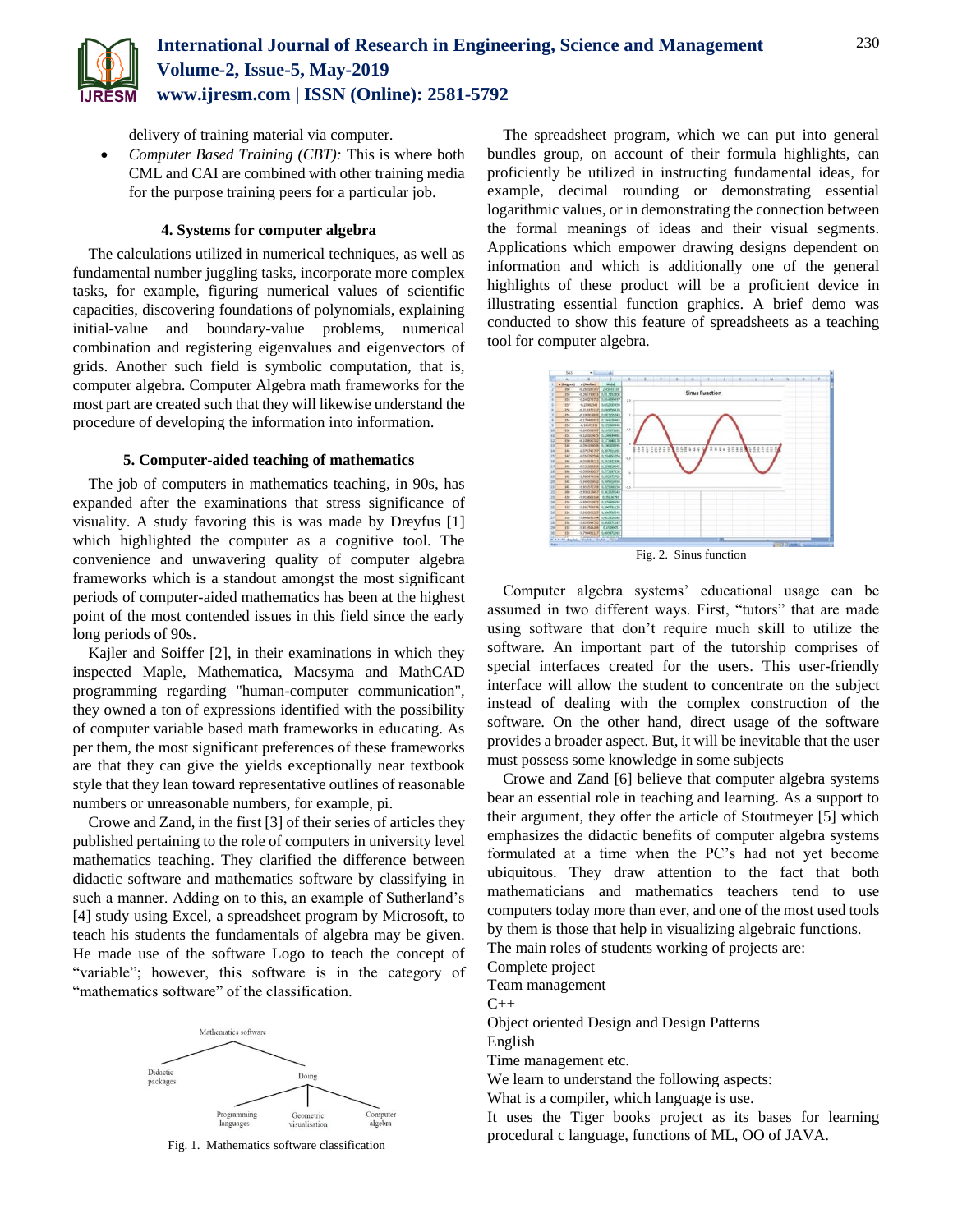delivery of training material via computer.

- *Computer Based Training (CBT):* This is where both CML and CAI are combined with other training media for the purpose training peers for a particular job.

### 4. Systems for computer algebra

The calculations utilized in numerical techniques, as well as fundamental number juggling tasks, incorporate more complex tasks, for example, figuring numerical values of scientific capacities, discovering foundations of polynomials, explaining initial-value and boundary-value problems, numerical combination and registering eigenvalues and eigenvectors of grids. Another such field is symbolic computation, that is, computer algebra. Computer Algebra math frameworks for the most part are created such that they will likewise understand the procedure of developing the information into information.

### 5. Computer-aided teaching of mathematics

The job of computers in mathematics teaching, in 90s, has expanded after the examinations that stress significance of visuality. A study favoring this is was made by Dreyfus [1] which highlighted the computer as a cognitive tool. The convenience and unwavering quality of computer algebra frameworks which is a standout amongst the most significant periods of computer-aided mathematics has been at the highest point of the most contended issues in this field since the early long periods of 90s.

Kajler and Soiffer [2], in their examinations in which they inspected Maple, Mathematica, Macsyma and MathCAD programming regarding "human-computer communication", they owned a ton of expressions identified with the possibility of computer variable based math frameworks in educating. As per them, the most significant preferences of these frameworks are that they can give the yields exceptionally near textbook style that they lean toward representative outlines of reasonable numbers or unreasonable numbers, for example, pi.

Crowe and Zand, in the first [3] of their series of articles they published pertaining to the role of computers in university level mathematics teaching. They clarified the difference between didactic software and mathematics software by classifying in such a manner. Adding on to this, an example of Sutherland's [4] study using Excel, a spreadsheet program by Microsoft, to teach his students the fundamentals of algebra may be given. He made use of the software Logo to teach the concept of "variable"; however, this software is in the category of "mathematics software" of the classification.

Mathematics software
Didactic packages
Doing
Programming languages
Geometric visualisation
Computer algebra

Fig. 1. Mathematics software classification

The spreadsheet program, which we can put into general bundles group, on account of their formula highlights, can proficiently be utilized in instructing fundamental ideas, for example, decimal rounding or demonstrating essential logarithmic values, or in demonstrating the connection between the formal meanings of ideas and their visual segments. Applications which empower drawing designs dependent on information and which is additionally one of the general highlights of these product will be a proficient device in illustrating essential function graphics. A brief demo was conducted to show this feature of spreadsheets as a teaching tool for computer algebra.

Fig. 2. Sinus function

Computer algebra systems' educational usage can be assumed in two different ways. First, "tutors" that are made using software that don't require much skill to utilize the software. An important part of the tutorship comprises of special interfaces created for the users. This user-friendly interface will allow the student to concentrate on the subject instead of dealing with the complex construction of the software. On the other hand, direct usage of the software provides a broader aspect. But, it will be inevitable that the user must possess some knowledge in some subjects

Crowe and Zand [6] believe that computer algebra systems bear an essential role in teaching and learning. As a support to their argument, they offer the article of Stoutmeyer [5] which emphasizes the didactic benefits of computer algebra systems formulated at a time when the PC's had not yet become ubiquitous. They draw attention to the fact that both mathematicians and mathematics teachers tend to use computers today more than ever, and one of the most used tools by them is those that help in visualizing algebraic functions.

The main roles of students working of projects are:

Complete project

Team management

C++

Object oriented Design and Design Patterns

English

Time management etc.

We learn to understand the following aspects:

What is a compiler, which language is use.

It uses the Tiger books project as its bases for learning procedural c language, functions of ML, OO of JAVA.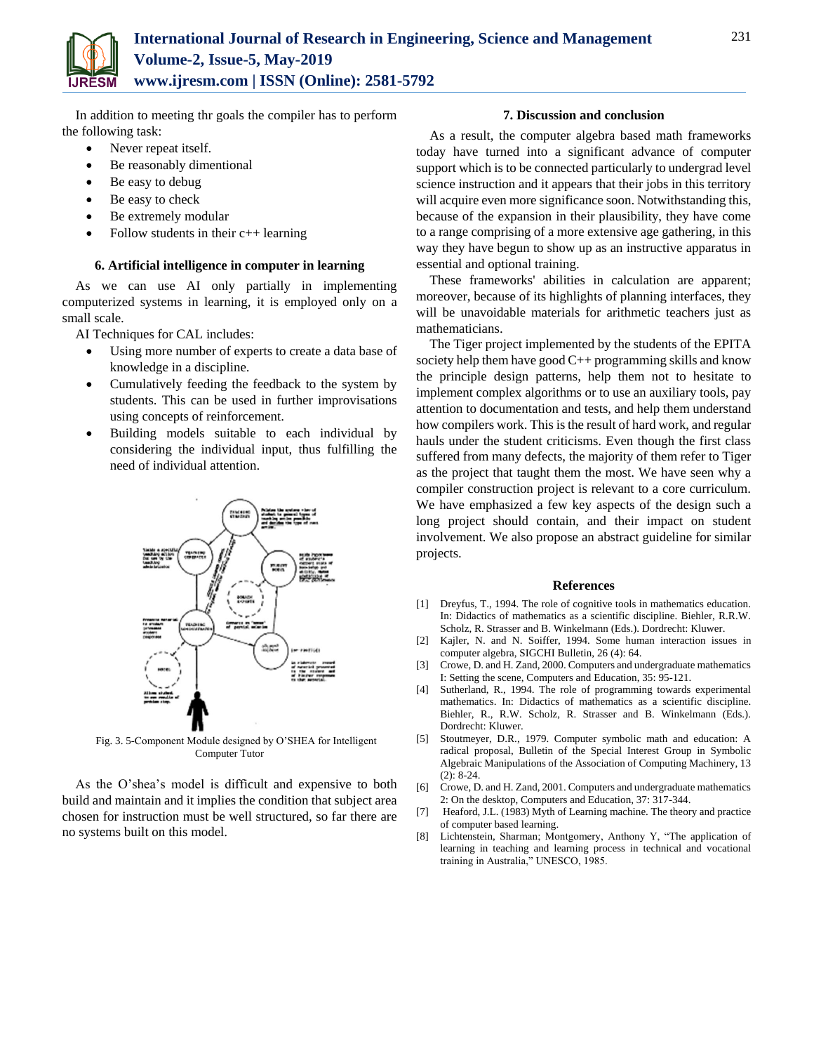In addition to meeting thr goals the compiler has to perform the following task:

- Never repeat itself.
- Be reasonably dimentional
- Be easy to debug
- Be easy to check
- Be extremely modular
- Follow students in their c++ learning

### 6. Artificial intelligence in computer in learning

As we can use AI only partially in implementing computerized systems in learning, it is employed only on a small scale.

AI Techniques for CAL includes:

- Using more number of experts to create a data base of knowledge in a discipline.
- Cumulatively feeding the feedback to the system by students. This can be used in further improvisations using concepts of reinforcement.
- Building models suitable to each individual by considering the individual input, thus fulfilling the need of individual attention.

Fig. 3. 5-Component Module designed by O'SHEA for Intelligent Computer Tutor

As the O'shea's model is difficult and expensive to both build and maintain and it implies the condition that subject area chosen for instruction must be well structured, so far there are no systems built on this model.

### 7. Discussion and conclusion

As a result, the computer algebra based math frameworks today have turned into a significant advance of computer support which is to be connected particularly to undergrad level science instruction and it appears that their jobs in this territory will acquire even more significance soon. Notwithstanding this, because of the expansion in their plausibility, they have come to a range comprising of a more extensive age gathering, in this way they have begun to show up as an instructive apparatus in essential and optional training.

These frameworks' abilities in calculation are apparent; moreover, because of its highlights of planning interfaces, they will be unavoidable materials for arithmetic teachers just as mathematicians.

The Tiger project implemented by the students of the EPITA society help them have good C++ programming skills and know the principle design patterns, help them not to hesitate to implement complex algorithms or to use an auxiliary tools, pay attention to documentation and tests, and help them understand how compilers work. This is the result of hard work, and regular hauls under the student criticisms. Even though the first class suffered from many defects, the majority of them refer to Tiger as the project that taught them the most. We have seen why a compiler construction project is relevant to a core curriculum. We have emphasized a few key aspects of the design such a long project should contain, and their impact on student involvement. We also propose an abstract guideline for similar projects.

### References

[1] Dreyfus, T., 1994. The role of cognitive tools in mathematics education. In: Didactics of mathematics as a scientific discipline. Biehler, R.R.W. Scholz, R. Strasser and B. Winkelmann (Eds.). Dordrecht: Kluwer.

[2] Kajler, N. and N. Soiffer, 1994. Some human interaction issues in computer algebra, SIGCHI Bulletin, 26 (4): 64.

[3] Crowe, D. and H. Zand, 2000. Computers and undergraduate mathematics I: Setting the scene, Computers and Education, 35: 95-121.

[4] Sutherland, R., 1994. The role of programming towards experimental mathematics. In: Didactics of mathematics as a scientific discipline. Biehler, R., R.W. Scholz, R. Strasser and B. Winkelmann (Eds.). Dordrecht: Kluwer.

[5] Stoutmeyer, D.R., 1979. Computer symbolic math and education: A radical proposal, Bulletin of the Special Interest Group in Symbolic Algebraic Manipulations of the Association of Computing Machinery, 13 (2): 8-24.

[6] Crowe, D. and H. Zand, 2001. Computers and undergraduate mathematics 2: On the desktop, Computers and Education, 37: 317-344.

[7] Heaford, J.L. (1983) Myth of Learning machine. The theory and practice of computer based learning.

[8] Lichtenstein, Sharman; Montgomery, Anthony Y, "The application of learning in teaching and learning process in technical and vocational training in Australia," UNESCO, 1985.